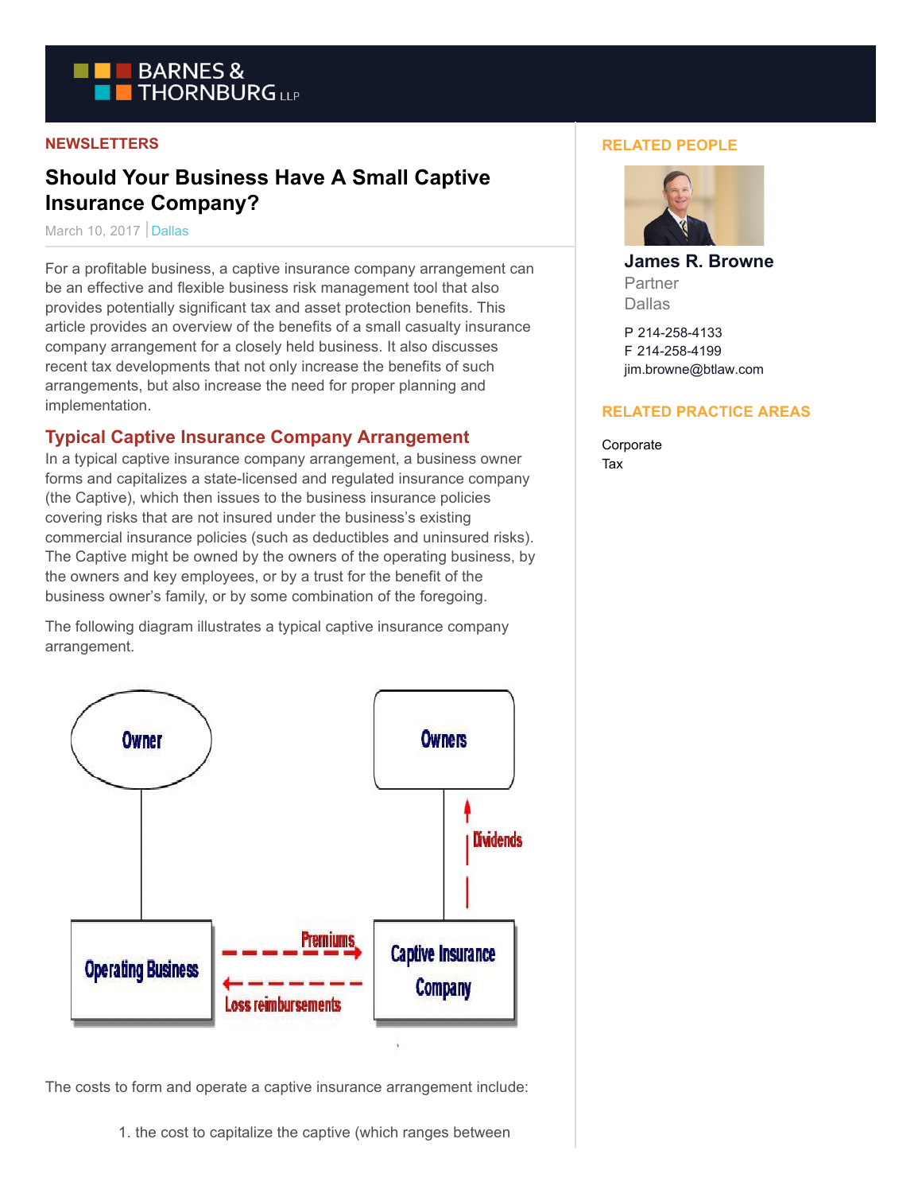NEWSLETTERS

# Should Your Business Have A Small Captive Insurance Company?

March 10, 2017 | Dallas

For a profitable business, a captive insurance company arrangement can be an effective and flexible business risk management tool that also provides potentially significant tax and asset protection benefits. This article provides an overview of the benefits of a small casualty insurance company arrangement for a closely held business. It also discusses recent tax developments that not only increase the benefits of such arrangements, but also increase the need for proper planning and implementation.

## Typical Captive Insurance Company Arrangement

In a typical captive insurance company arrangement, a business owner forms and capitalizes a state-licensed and regulated insurance company (the Captive), which then issues to the business insurance policies covering risks that are not insured under the business's existing commercial insurance policies (such as deductibles and uninsured risks). The Captive might be owned by the owners of the operating business, by the owners and key employees, or by a trust for the benefit of the business owner's family, or by some combination of the foregoing.

The following diagram illustrates a typical captive insurance company arrangement.

Owner — Operating Business

Owners — Captive Insurance Company

Premiums (Operating Business → Captive Insurance Company)

Loss reimbursements (Captive Insurance Company → Operating Business)

Dividends (Captive Insurance Company → Owners)

The costs to form and operate a captive insurance arrangement include:

1. the cost to capitalize the captive (which ranges between

## RELATED PEOPLE

**James R. Browne**
Partner
Dallas

P 214-258-4133
F 214-258-4199
jim.browne@btlaw.com

## RELATED PRACTICE AREAS

Corporate
Tax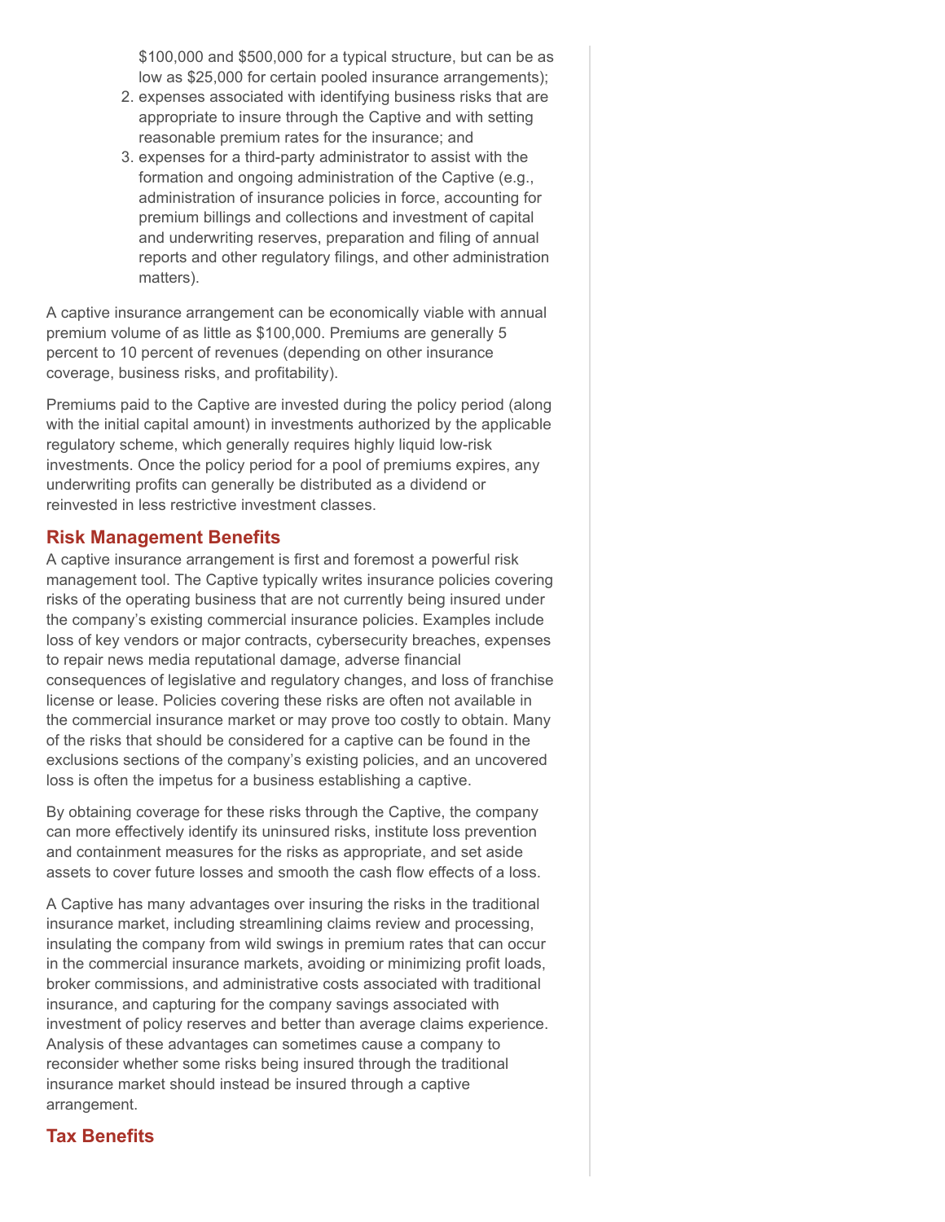$100,000 and $500,000 for a typical structure, but can be as low as $25,000 for certain pooled insurance arrangements);
2. expenses associated with identifying business risks that are appropriate to insure through the Captive and with setting reasonable premium rates for the insurance; and
3. expenses for a third-party administrator to assist with the formation and ongoing administration of the Captive (e.g., administration of insurance policies in force, accounting for premium billings and collections and investment of capital and underwriting reserves, preparation and filing of annual reports and other regulatory filings, and other administration matters).

A captive insurance arrangement can be economically viable with annual premium volume of as little as $100,000. Premiums are generally 5 percent to 10 percent of revenues (depending on other insurance coverage, business risks, and profitability).

Premiums paid to the Captive are invested during the policy period (along with the initial capital amount) in investments authorized by the applicable regulatory scheme, which generally requires highly liquid low-risk investments. Once the policy period for a pool of premiums expires, any underwriting profits can generally be distributed as a dividend or reinvested in less restrictive investment classes.

## Risk Management Benefits

A captive insurance arrangement is first and foremost a powerful risk management tool. The Captive typically writes insurance policies covering risks of the operating business that are not currently being insured under the company's existing commercial insurance policies. Examples include loss of key vendors or major contracts, cybersecurity breaches, expenses to repair news media reputational damage, adverse financial consequences of legislative and regulatory changes, and loss of franchise license or lease. Policies covering these risks are often not available in the commercial insurance market or may prove too costly to obtain. Many of the risks that should be considered for a captive can be found in the exclusions sections of the company's existing policies, and an uncovered loss is often the impetus for a business establishing a captive.

By obtaining coverage for these risks through the Captive, the company can more effectively identify its uninsured risks, institute loss prevention and containment measures for the risks as appropriate, and set aside assets to cover future losses and smooth the cash flow effects of a loss.

A Captive has many advantages over insuring the risks in the traditional insurance market, including streamlining claims review and processing, insulating the company from wild swings in premium rates that can occur in the commercial insurance markets, avoiding or minimizing profit loads, broker commissions, and administrative costs associated with traditional insurance, and capturing for the company savings associated with investment of policy reserves and better than average claims experience. Analysis of these advantages can sometimes cause a company to reconsider whether some risks being insured through the traditional insurance market should instead be insured through a captive arrangement.

## Tax Benefits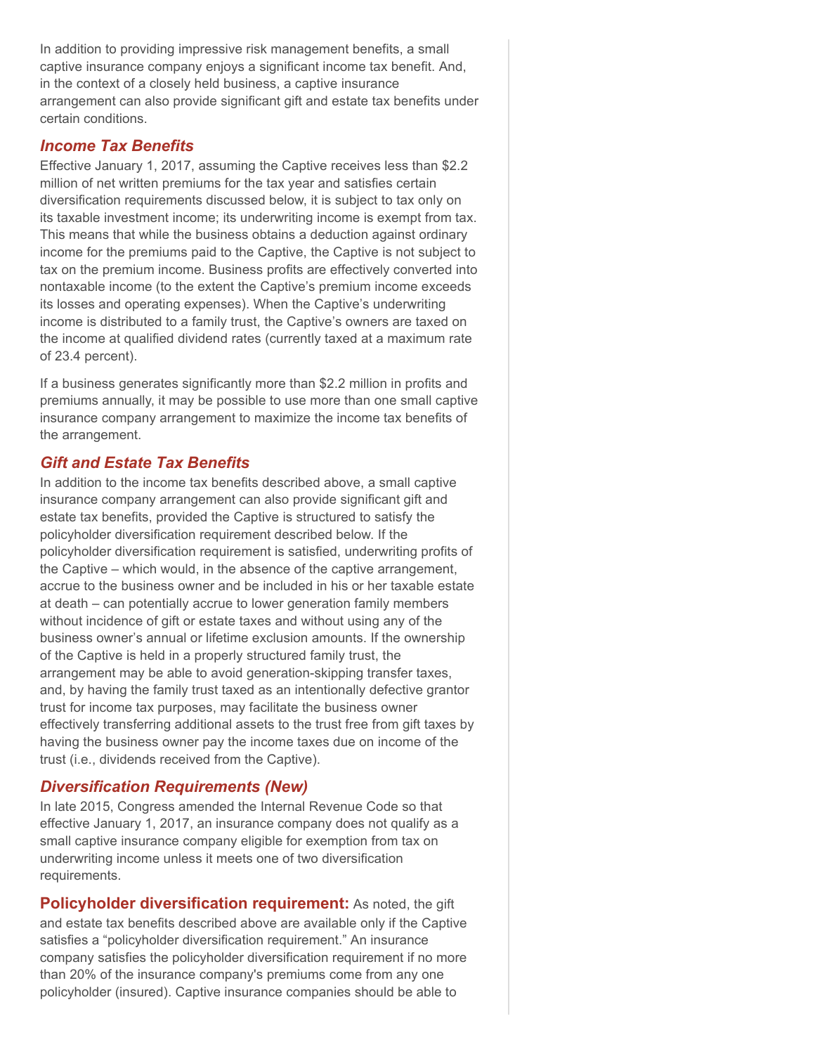In addition to providing impressive risk management benefits, a small captive insurance company enjoys a significant income tax benefit. And, in the context of a closely held business, a captive insurance arrangement can also provide significant gift and estate tax benefits under certain conditions.

### *Income Tax Benefits*

Effective January 1, 2017, assuming the Captive receives less than $2.2 million of net written premiums for the tax year and satisfies certain diversification requirements discussed below, it is subject to tax only on its taxable investment income; its underwriting income is exempt from tax. This means that while the business obtains a deduction against ordinary income for the premiums paid to the Captive, the Captive is not subject to tax on the premium income. Business profits are effectively converted into nontaxable income (to the extent the Captive's premium income exceeds its losses and operating expenses). When the Captive's underwriting income is distributed to a family trust, the Captive's owners are taxed on the income at qualified dividend rates (currently taxed at a maximum rate of 23.4 percent).

If a business generates significantly more than $2.2 million in profits and premiums annually, it may be possible to use more than one small captive insurance company arrangement to maximize the income tax benefits of the arrangement.

### *Gift and Estate Tax Benefits*

In addition to the income tax benefits described above, a small captive insurance company arrangement can also provide significant gift and estate tax benefits, provided the Captive is structured to satisfy the policyholder diversification requirement described below. If the policyholder diversification requirement is satisfied, underwriting profits of the Captive – which would, in the absence of the captive arrangement, accrue to the business owner and be included in his or her taxable estate at death – can potentially accrue to lower generation family members without incidence of gift or estate taxes and without using any of the business owner's annual or lifetime exclusion amounts. If the ownership of the Captive is held in a properly structured family trust, the arrangement may be able to avoid generation-skipping transfer taxes, and, by having the family trust taxed as an intentionally defective grantor trust for income tax purposes, may facilitate the business owner effectively transferring additional assets to the trust free from gift taxes by having the business owner pay the income taxes due on income of the trust (i.e., dividends received from the Captive).

### *Diversification Requirements (New)*

In late 2015, Congress amended the Internal Revenue Code so that effective January 1, 2017, an insurance company does not qualify as a small captive insurance company eligible for exemption from tax on underwriting income unless it meets one of two diversification requirements.

**Policyholder diversification requirement:** As noted, the gift and estate tax benefits described above are available only if the Captive satisfies a "policyholder diversification requirement." An insurance company satisfies the policyholder diversification requirement if no more than 20% of the insurance company's premiums come from any one policyholder (insured). Captive insurance companies should be able to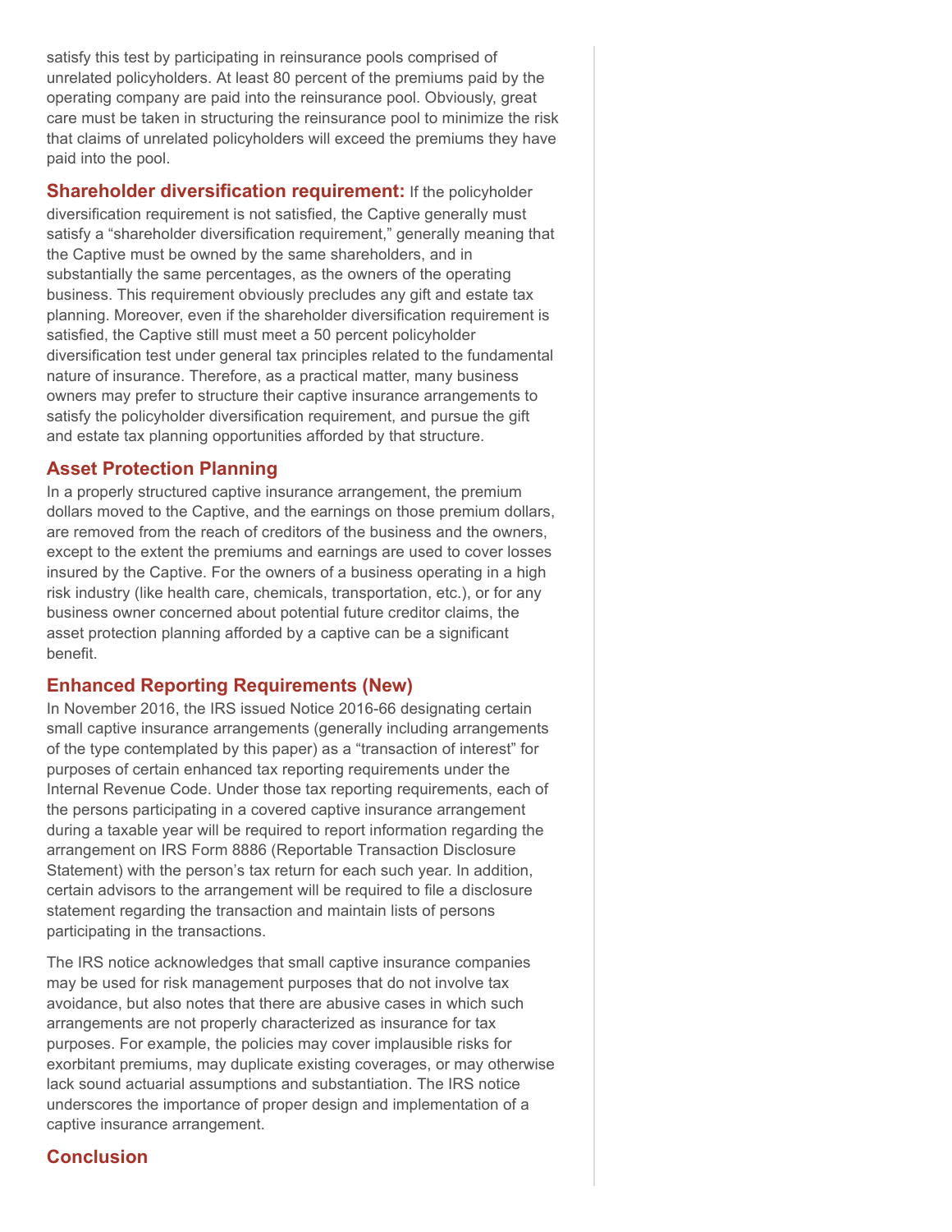satisfy this test by participating in reinsurance pools comprised of unrelated policyholders. At least 80 percent of the premiums paid by the operating company are paid into the reinsurance pool. Obviously, great care must be taken in structuring the reinsurance pool to minimize the risk that claims of unrelated policyholders will exceed the premiums they have paid into the pool.

**Shareholder diversification requirement:** If the policyholder diversification requirement is not satisfied, the Captive generally must satisfy a "shareholder diversification requirement," generally meaning that the Captive must be owned by the same shareholders, and in substantially the same percentages, as the owners of the operating business. This requirement obviously precludes any gift and estate tax planning. Moreover, even if the shareholder diversification requirement is satisfied, the Captive still must meet a 50 percent policyholder diversification test under general tax principles related to the fundamental nature of insurance. Therefore, as a practical matter, many business owners may prefer to structure their captive insurance arrangements to satisfy the policyholder diversification requirement, and pursue the gift and estate tax planning opportunities afforded by that structure.

## Asset Protection Planning

In a properly structured captive insurance arrangement, the premium dollars moved to the Captive, and the earnings on those premium dollars, are removed from the reach of creditors of the business and the owners, except to the extent the premiums and earnings are used to cover losses insured by the Captive. For the owners of a business operating in a high risk industry (like health care, chemicals, transportation, etc.), or for any business owner concerned about potential future creditor claims, the asset protection planning afforded by a captive can be a significant benefit.

## Enhanced Reporting Requirements (New)

In November 2016, the IRS issued Notice 2016-66 designating certain small captive insurance arrangements (generally including arrangements of the type contemplated by this paper) as a "transaction of interest" for purposes of certain enhanced tax reporting requirements under the Internal Revenue Code. Under those tax reporting requirements, each of the persons participating in a covered captive insurance arrangement during a taxable year will be required to report information regarding the arrangement on IRS Form 8886 (Reportable Transaction Disclosure Statement) with the person's tax return for each such year. In addition, certain advisors to the arrangement will be required to file a disclosure statement regarding the transaction and maintain lists of persons participating in the transactions.

The IRS notice acknowledges that small captive insurance companies may be used for risk management purposes that do not involve tax avoidance, but also notes that there are abusive cases in which such arrangements are not properly characterized as insurance for tax purposes. For example, the policies may cover implausible risks for exorbitant premiums, may duplicate existing coverages, or may otherwise lack sound actuarial assumptions and substantiation. The IRS notice underscores the importance of proper design and implementation of a captive insurance arrangement.

## Conclusion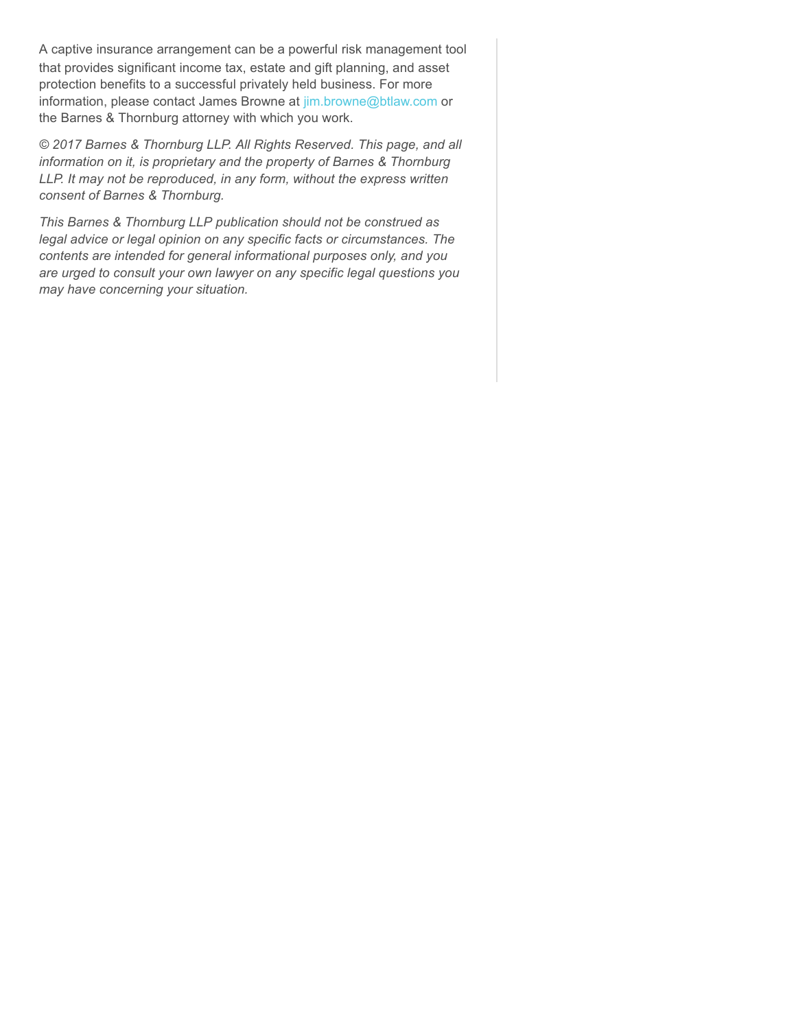A captive insurance arrangement can be a powerful risk management tool that provides significant income tax, estate and gift planning, and asset protection benefits to a successful privately held business. For more information, please contact James Browne at jim.browne@btlaw.com or the Barnes & Thornburg attorney with which you work.

*© 2017 Barnes & Thornburg LLP. All Rights Reserved. This page, and all information on it, is proprietary and the property of Barnes & Thornburg LLP. It may not be reproduced, in any form, without the express written consent of Barnes & Thornburg.*

*This Barnes & Thornburg LLP publication should not be construed as legal advice or legal opinion on any specific facts or circumstances. The contents are intended for general informational purposes only, and you are urged to consult your own lawyer on any specific legal questions you may have concerning your situation.*